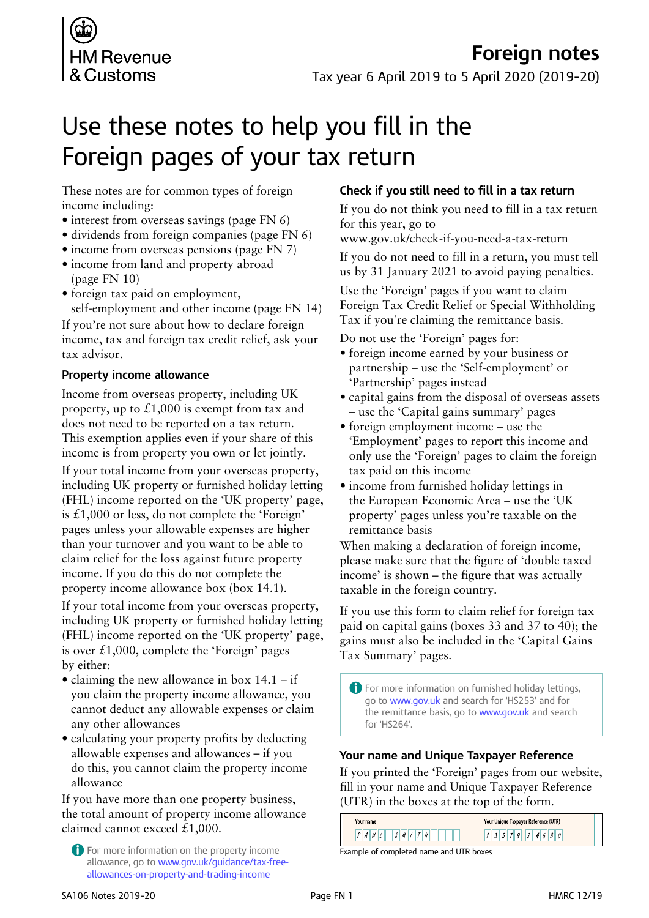HM Revenue & Customs

# Foreign notes

Tax year 6 April 2019 to 5 April 2020 (2019–20)

# Use these notes to help you fill in the Foreign pages of your tax return

These notes are for common types of foreign income including:

- interest from overseas savings (page FN 6)
- dividends from foreign companies (page FN 6)
- income from overseas pensions (page FN 7)
- income from land and property abroad (page FN 10)
- foreign tax paid on employment, self-employment and other income (page FN 14)

If you're not sure about how to declare foreign income, tax and foreign tax credit relief, ask your tax advisor.

### Property income allowance

Income from overseas property, including UK property, up to £1,000 is exempt from tax and does not need to be reported on a tax return. This exemption applies even if your share of this income is from property you own or let jointly.

If your total income from your overseas property, including UK property or furnished holiday letting (FHL) income reported on the 'UK property' page, is £1,000 or less, do not complete the 'Foreign' pages unless your allowable expenses are higher than your turnover and you want to be able to claim relief for the loss against future property income. If you do this do not complete the property income allowance box (box 14.1).

If your total income from your overseas property, including UK property or furnished holiday letting (FHL) income reported on the 'UK property' page, is over £1,000, complete the 'Foreign' pages by either:

- claiming the new allowance in box 14.1 – if you claim the property income allowance, you cannot deduct any allowable expenses or claim any other allowances
- calculating your property profits by deducting allowable expenses and allowances – if you do this, you cannot claim the property income allowance

If you have more than one property business, the total amount of property income allowance claimed cannot exceed £1,000.

For more information on the property income allowance, go to www.gov.uk/guidance/tax-free-allowances-on-property-and-trading-income

### Check if you still need to fill in a tax return

If you do not think you need to fill in a tax return for this year, go to www.gov.uk/check-if-you-need-a-tax-return

If you do not need to fill in a return, you must tell us by 31 January 2021 to avoid paying penalties.

Use the 'Foreign' pages if you want to claim Foreign Tax Credit Relief or Special Withholding Tax if you're claiming the remittance basis.

Do not use the 'Foreign' pages for:

- foreign income earned by your business or partnership – use the 'Self-employment' or 'Partnership' pages instead
- capital gains from the disposal of overseas assets – use the 'Capital gains summary' pages
- foreign employment income – use the 'Employment' pages to report this income and only use the 'Foreign' pages to claim the foreign tax paid on this income
- income from furnished holiday lettings in the European Economic Area – use the 'UK property' pages unless you're taxable on the remittance basis

When making a declaration of foreign income, please make sure that the figure of 'double taxed income' is shown – the figure that was actually taxable in the foreign country.

If you use this form to claim relief for foreign tax paid on capital gains (boxes 33 and 37 to 40); the gains must also be included in the 'Capital Gains Tax Summary' pages.

For more information on furnished holiday lettings, go to www.gov.uk and search for 'HS253' and for the remittance basis, go to www.gov.uk and search for 'HS264'.

### Your name and Unique Taxpayer Reference

If you printed the 'Foreign' pages from our website, fill in your name and Unique Taxpayer Reference (UTR) in the boxes at the top of the form.

| Your name | Your Unique Taxpayer Reference (UTR) |
|---|---|
| PAUL SMITH | 13579 24680 |

Example of completed name and UTR boxes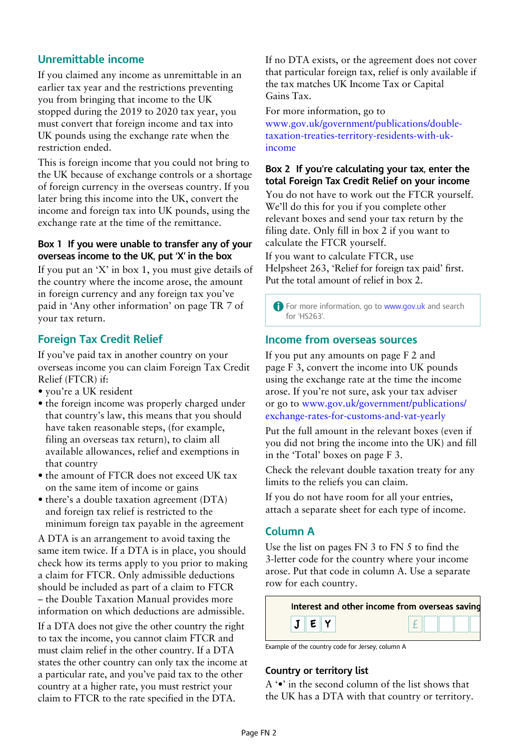## Unremittable income

If you claimed any income as unremittable in an earlier tax year and the restrictions preventing you from bringing that income to the UK stopped during the 2019 to 2020 tax year, you must convert that foreign income and tax into UK pounds using the exchange rate when the restriction ended.

This is foreign income that you could not bring to the UK because of exchange controls or a shortage of foreign currency in the overseas country. If you later bring this income into the UK, convert the income and foreign tax into UK pounds, using the exchange rate at the time of the remittance.

### Box 1 If you were unable to transfer any of your overseas income to the UK, put 'X' in the box

If you put an 'X' in box 1, you must give details of the country where the income arose, the amount in foreign currency and any foreign tax you've paid in 'Any other information' on page TR 7 of your tax return.

## Foreign Tax Credit Relief

If you've paid tax in another country on your overseas income you can claim Foreign Tax Credit Relief (FTCR) if:

- you're a UK resident
- the foreign income was properly charged under that country's law, this means that you should have taken reasonable steps, (for example, filing an overseas tax return), to claim all available allowances, relief and exemptions in that country
- the amount of FTCR does not exceed UK tax on the same item of income or gains
- there's a double taxation agreement (DTA) and foreign tax relief is restricted to the minimum foreign tax payable in the agreement

A DTA is an arrangement to avoid taxing the same item twice. If a DTA is in place, you should check how its terms apply to you prior to making a claim for FTCR. Only admissible deductions should be included as part of a claim to FTCR – the Double Taxation Manual provides more information on which deductions are admissible.

If a DTA does not give the other country the right to tax the income, you cannot claim FTCR and must claim relief in the other country. If a DTA states the other country can only tax the income at a particular rate, and you've paid tax to the other country at a higher rate, you must restrict your claim to FTCR to the rate specified in the DTA.

If no DTA exists, or the agreement does not cover that particular foreign tax, relief is only available if the tax matches UK Income Tax or Capital Gains Tax.

For more information, go to www.gov.uk/government/publications/double-taxation-treaties-territory-residents-with-uk-income

### Box 2 If you're calculating your tax, enter the total Foreign Tax Credit Relief on your income

You do not have to work out the FTCR yourself. We'll do this for you if you complete other relevant boxes and send your tax return by the filing date. Only fill in box 2 if you want to calculate the FTCR yourself.

If you want to calculate FTCR, use Helpsheet 263, 'Relief for foreign tax paid' first. Put the total amount of relief in box 2.

For more information, go to www.gov.uk and search for 'HS263'.

## Income from overseas sources

If you put any amounts on page F 2 and page F 3, convert the income into UK pounds using the exchange rate at the time the income arose. If you're not sure, ask your tax adviser or go to www.gov.uk/government/publications/exchange-rates-for-customs-and-vat-yearly

Put the full amount in the relevant boxes (even if you did not bring the income into the UK) and fill in the 'Total' boxes on page F 3.

Check the relevant double taxation treaty for any limits to the reliefs you can claim.

If you do not have room for all your entries, attach a separate sheet for each type of income.

## Column A

Use the list on pages FN 3 to FN 5 to find the 3-letter code for the country where your income arose. Put that code in column A. Use a separate row for each country.

| Interest and other income from overseas saving | |
|---|---|
| J E Y | £ |

Example of the country code for Jersey, column A

### Country or territory list

A '•' in the second column of the list shows that the UK has a DTA with that country or territory.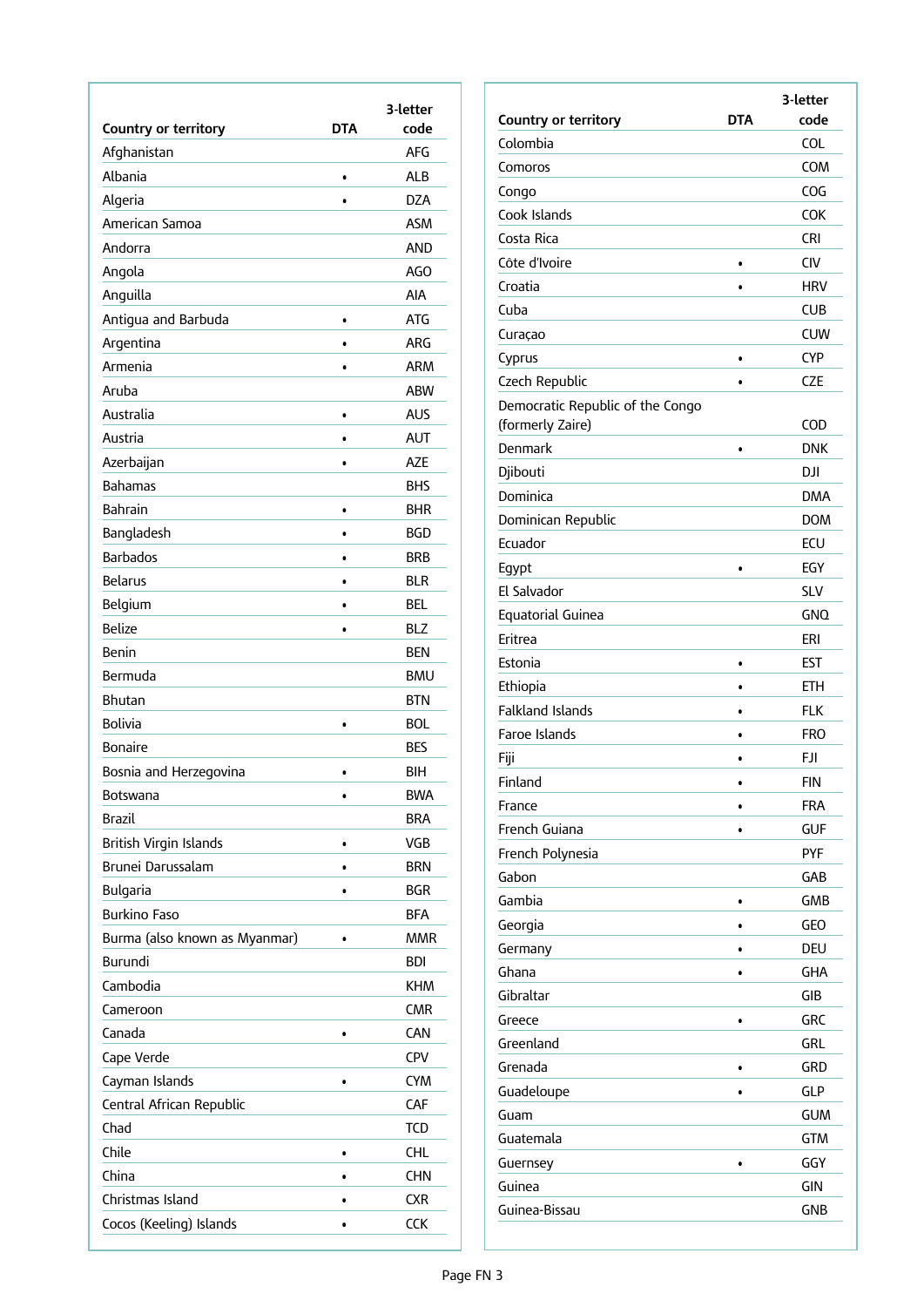| Country or territory | DTA | 3-letter code |
|---|---|---|
| Afghanistan | | AFG |
| Albania | • | ALB |
| Algeria | • | DZA |
| American Samoa | | ASM |
| Andorra | | AND |
| Angola | | AGO |
| Anguilla | | AIA |
| Antigua and Barbuda | • | ATG |
| Argentina | • | ARG |
| Armenia | • | ARM |
| Aruba | | ABW |
| Australia | • | AUS |
| Austria | • | AUT |
| Azerbaijan | • | AZE |
| Bahamas | | BHS |
| Bahrain | • | BHR |
| Bangladesh | • | BGD |
| Barbados | • | BRB |
| Belarus | • | BLR |
| Belgium | • | BEL |
| Belize | • | BLZ |
| Benin | | BEN |
| Bermuda | | BMU |
| Bhutan | | BTN |
| Bolivia | • | BOL |
| Bonaire | | BES |
| Bosnia and Herzegovina | • | BIH |
| Botswana | • | BWA |
| Brazil | | BRA |
| British Virgin Islands | • | VGB |
| Brunei Darussalam | • | BRN |
| Bulgaria | • | BGR |
| Burkino Faso | | BFA |
| Burma (also known as Myanmar) | • | MMR |
| Burundi | | BDI |
| Cambodia | | KHM |
| Cameroon | | CMR |
| Canada | • | CAN |
| Cape Verde | | CPV |
| Cayman Islands | • | CYM |
| Central African Republic | | CAF |
| Chad | | TCD |
| Chile | • | CHL |
| China | • | CHN |
| Christmas Island | • | CXR |
| Cocos (Keeling) Islands | • | CCK |

| Country or territory | DTA | 3-letter code |
|---|---|---|
| Colombia | | COL |
| Comoros | | COM |
| Congo | | COG |
| Cook Islands | | COK |
| Costa Rica | | CRI |
| Côte d'Ivoire | • | CIV |
| Croatia | • | HRV |
| Cuba | | CUB |
| Curaçao | | CUW |
| Cyprus | • | CYP |
| Czech Republic | • | CZE |
| Democratic Republic of the Congo (formerly Zaire) | | COD |
| Denmark | • | DNK |
| Djibouti | | DJI |
| Dominica | | DMA |
| Dominican Republic | | DOM |
| Ecuador | | ECU |
| Egypt | • | EGY |
| El Salvador | | SLV |
| Equatorial Guinea | | GNQ |
| Eritrea | | ERI |
| Estonia | • | EST |
| Ethiopia | • | ETH |
| Falkland Islands | • | FLK |
| Faroe Islands | • | FRO |
| Fiji | • | FJI |
| Finland | • | FIN |
| France | • | FRA |
| French Guiana | • | GUF |
| French Polynesia | | PYF |
| Gabon | | GAB |
| Gambia | • | GMB |
| Georgia | • | GEO |
| Germany | • | DEU |
| Ghana | • | GHA |
| Gibraltar | | GIB |
| Greece | • | GRC |
| Greenland | | GRL |
| Grenada | • | GRD |
| Guadeloupe | • | GLP |
| Guam | | GUM |
| Guatemala | | GTM |
| Guernsey | • | GGY |
| Guinea | | GIN |
| Guinea-Bissau | | GNB |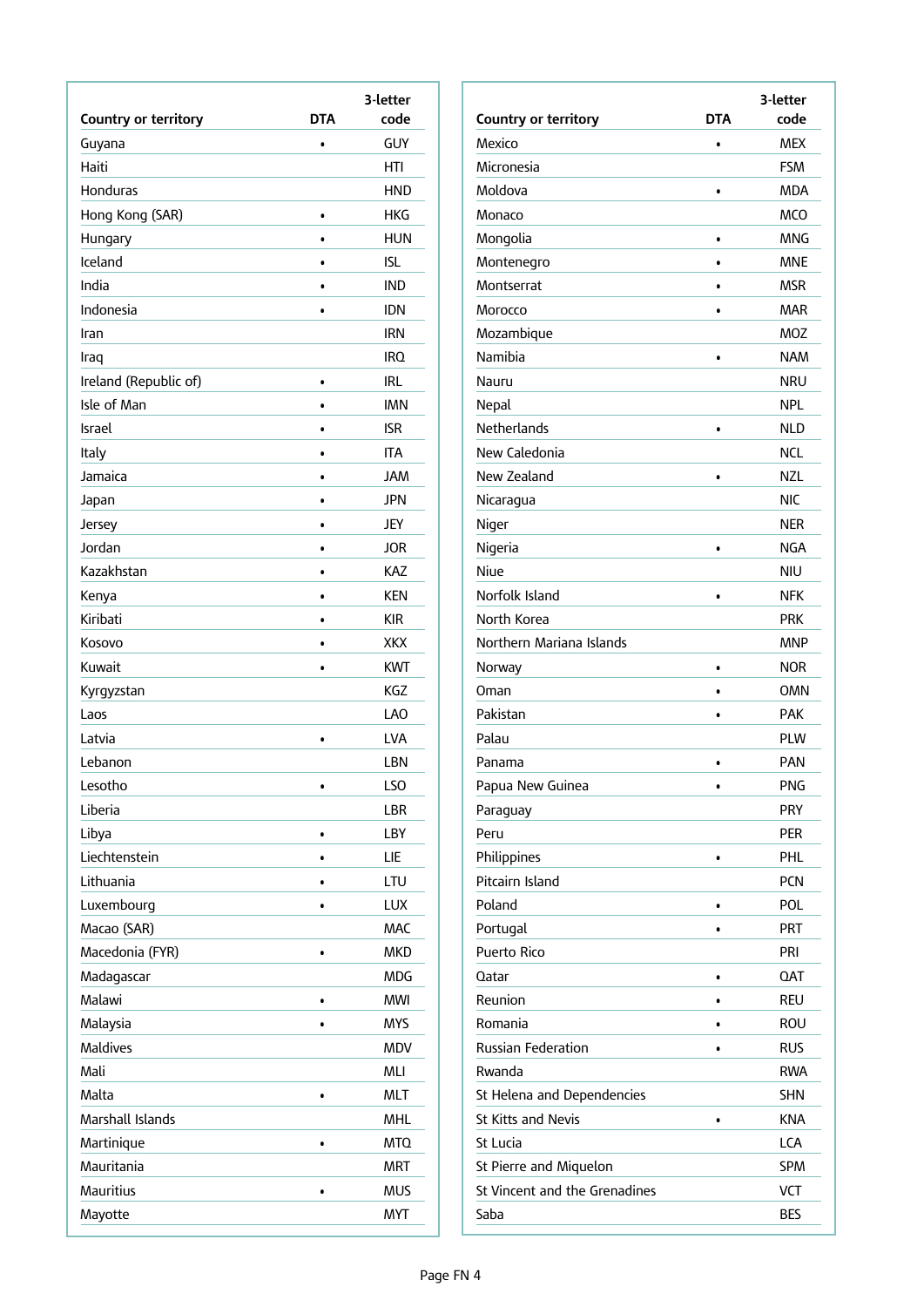| Country or territory | DTA | 3-letter code |
|---|---|---|
| Guyana | • | GUY |
| Haiti | | HTI |
| Honduras | | HND |
| Hong Kong (SAR) | • | HKG |
| Hungary | • | HUN |
| Iceland | • | ISL |
| India | • | IND |
| Indonesia | • | IDN |
| Iran | | IRN |
| Iraq | | IRQ |
| Ireland (Republic of) | • | IRL |
| Isle of Man | • | IMN |
| Israel | • | ISR |
| Italy | • | ITA |
| Jamaica | • | JAM |
| Japan | • | JPN |
| Jersey | • | JEY |
| Jordan | • | JOR |
| Kazakhstan | • | KAZ |
| Kenya | • | KEN |
| Kiribati | • | KIR |
| Kosovo | • | XKX |
| Kuwait | • | KWT |
| Kyrgyzstan | | KGZ |
| Laos | | LAO |
| Latvia | • | LVA |
| Lebanon | | LBN |
| Lesotho | • | LSO |
| Liberia | | LBR |
| Libya | • | LBY |
| Liechtenstein | • | LIE |
| Lithuania | • | LTU |
| Luxembourg | • | LUX |
| Macao (SAR) | | MAC |
| Macedonia (FYR) | • | MKD |
| Madagascar | | MDG |
| Malawi | • | MWI |
| Malaysia | • | MYS |
| Maldives | | MDV |
| Mali | | MLI |
| Malta | • | MLT |
| Marshall Islands | | MHL |
| Martinique | • | MTQ |
| Mauritania | | MRT |
| Mauritius | • | MUS |
| Mayotte | | MYT |

| Country or territory | DTA | 3-letter code |
|---|---|---|
| Mexico | • | MEX |
| Micronesia | | FSM |
| Moldova | • | MDA |
| Monaco | | MCO |
| Mongolia | • | MNG |
| Montenegro | • | MNE |
| Montserrat | • | MSR |
| Morocco | • | MAR |
| Mozambique | | MOZ |
| Namibia | • | NAM |
| Nauru | | NRU |
| Nepal | | NPL |
| Netherlands | • | NLD |
| New Caledonia | | NCL |
| New Zealand | • | NZL |
| Nicaragua | | NIC |
| Niger | | NER |
| Nigeria | • | NGA |
| Niue | | NIU |
| Norfolk Island | • | NFK |
| North Korea | | PRK |
| Northern Mariana Islands | | MNP |
| Norway | • | NOR |
| Oman | • | OMN |
| Pakistan | • | PAK |
| Palau | | PLW |
| Panama | • | PAN |
| Papua New Guinea | • | PNG |
| Paraguay | | PRY |
| Peru | | PER |
| Philippines | • | PHL |
| Pitcairn Island | | PCN |
| Poland | • | POL |
| Portugal | • | PRT |
| Puerto Rico | | PRI |
| Qatar | • | QAT |
| Reunion | • | REU |
| Romania | • | ROU |
| Russian Federation | • | RUS |
| Rwanda | | RWA |
| St Helena and Dependencies | | SHN |
| St Kitts and Nevis | • | KNA |
| St Lucia | | LCA |
| St Pierre and Miquelon | | SPM |
| St Vincent and the Grenadines | | VCT |
| Saba | | BES |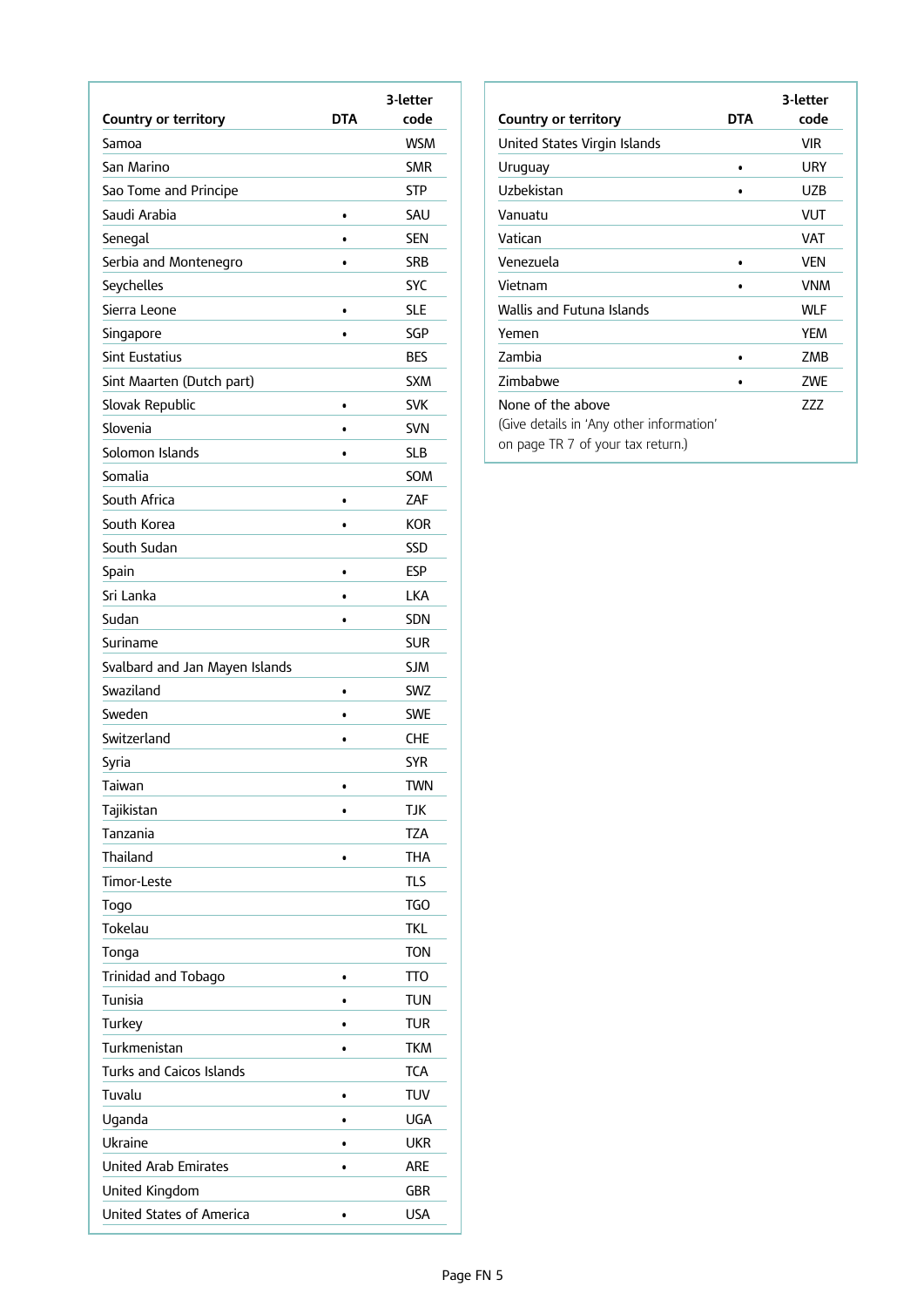| Country or territory | DTA | 3-letter code |
|---|---|---|
| Samoa | | WSM |
| San Marino | | SMR |
| Sao Tome and Principe | | STP |
| Saudi Arabia | • | SAU |
| Senegal | • | SEN |
| Serbia and Montenegro | • | SRB |
| Seychelles | | SYC |
| Sierra Leone | • | SLE |
| Singapore | • | SGP |
| Sint Eustatius | | BES |
| Sint Maarten (Dutch part) | | SXM |
| Slovak Republic | • | SVK |
| Slovenia | • | SVN |
| Solomon Islands | • | SLB |
| Somalia | | SOM |
| South Africa | • | ZAF |
| South Korea | • | KOR |
| South Sudan | | SSD |
| Spain | • | ESP |
| Sri Lanka | • | LKA |
| Sudan | • | SDN |
| Suriname | | SUR |
| Svalbard and Jan Mayen Islands | | SJM |
| Swaziland | • | SWZ |
| Sweden | • | SWE |
| Switzerland | • | CHE |
| Syria | | SYR |
| Taiwan | • | TWN |
| Tajikistan | • | TJK |
| Tanzania | | TZA |
| Thailand | • | THA |
| Timor-Leste | | TLS |
| Togo | | TGO |
| Tokelau | | TKL |
| Tonga | | TON |
| Trinidad and Tobago | • | TTO |
| Tunisia | • | TUN |
| Turkey | • | TUR |
| Turkmenistan | • | TKM |
| Turks and Caicos Islands | | TCA |
| Tuvalu | • | TUV |
| Uganda | • | UGA |
| Ukraine | • | UKR |
| United Arab Emirates | • | ARE |
| United Kingdom | | GBR |
| United States of America | • | USA |
| United States Virgin Islands | | VIR |
| Uruguay | • | URY |
| Uzbekistan | • | UZB |
| Vanuatu | | VUT |
| Vatican | | VAT |
| Venezuela | • | VEN |
| Vietnam | • | VNM |
| Wallis and Futuna Islands | | WLF |
| Yemen | | YEM |
| Zambia | • | ZMB |
| Zimbabwe | • | ZWE |
| None of the above (Give details in 'Any other information' on page TR 7 of your tax return.) | | ZZZ |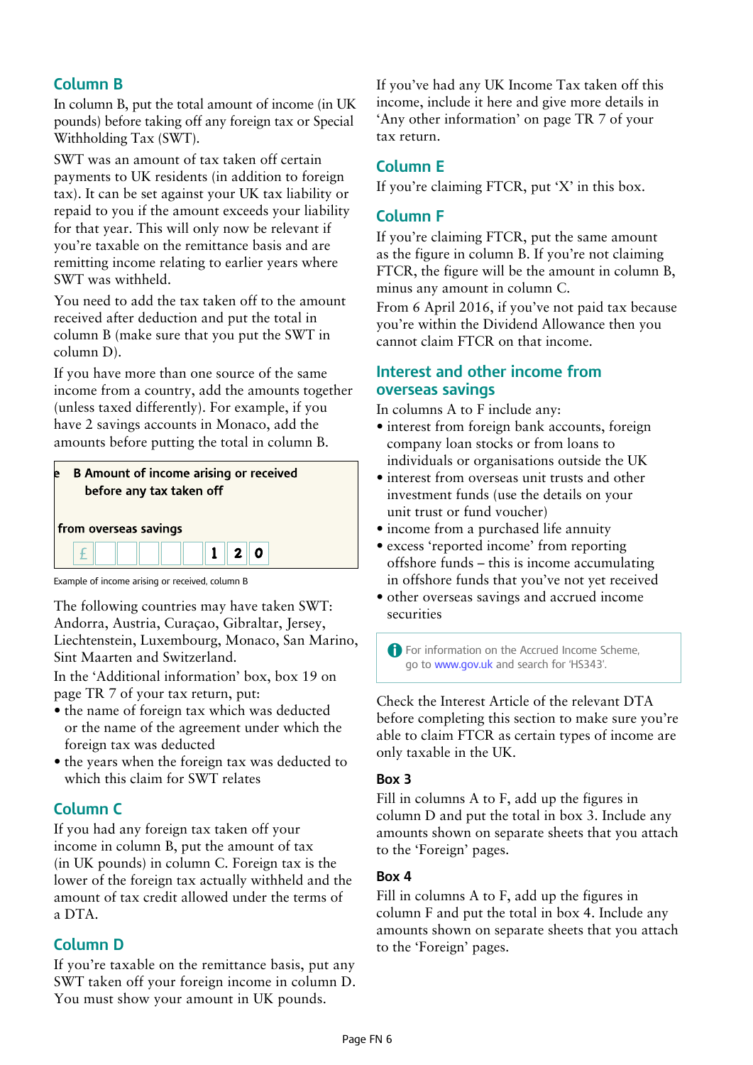## Column B

In column B, put the total amount of income (in UK pounds) before taking off any foreign tax or Special Withholding Tax (SWT).

SWT was an amount of tax taken off certain payments to UK residents (in addition to foreign tax). It can be set against your UK tax liability or repaid to you if the amount exceeds your liability for that year. This will only now be relevant if you're taxable on the remittance basis and are remitting income relating to earlier years where SWT was withheld.

You need to add the tax taken off to the amount received after deduction and put the total in column B (make sure that you put the SWT in column D).

If you have more than one source of the same income from a country, add the amounts together (unless taxed differently). For example, if you have 2 savings accounts in Monaco, add the amounts before putting the total in column B.

| B Amount of income arising or received before any tax taken off |
|---|
| from overseas savings |
| £ 1 2 0 |

Example of income arising or received, column B

The following countries may have taken SWT: Andorra, Austria, Curaçao, Gibraltar, Jersey, Liechtenstein, Luxembourg, Monaco, San Marino, Sint Maarten and Switzerland.

In the 'Additional information' box, box 19 on page TR 7 of your tax return, put:

- the name of foreign tax which was deducted or the name of the agreement under which the foreign tax was deducted
- the years when the foreign tax was deducted to which this claim for SWT relates

## Column C

If you had any foreign tax taken off your income in column B, put the amount of tax (in UK pounds) in column C. Foreign tax is the lower of the foreign tax actually withheld and the amount of tax credit allowed under the terms of a DTA.

## Column D

If you're taxable on the remittance basis, put any SWT taken off your foreign income in column D. You must show your amount in UK pounds.

If you've had any UK Income Tax taken off this income, include it here and give more details in 'Any other information' on page TR 7 of your tax return.

## Column E

If you're claiming FTCR, put 'X' in this box.

## Column F

If you're claiming FTCR, put the same amount as the figure in column B. If you're not claiming FTCR, the figure will be the amount in column B, minus any amount in column C.

From 6 April 2016, if you've not paid tax because you're within the Dividend Allowance then you cannot claim FTCR on that income.

## Interest and other income from overseas savings

In columns A to F include any:

- interest from foreign bank accounts, foreign company loan stocks or from loans to individuals or organisations outside the UK
- interest from overseas unit trusts and other investment funds (use the details on your unit trust or fund voucher)
- income from a purchased life annuity
- excess 'reported income' from reporting offshore funds – this is income accumulating in offshore funds that you've not yet received
- other overseas savings and accrued income securities

For information on the Accrued Income Scheme, go to www.gov.uk and search for 'HS343'.

Check the Interest Article of the relevant DTA before completing this section to make sure you're able to claim FTCR as certain types of income are only taxable in the UK.

### Box 3

Fill in columns A to F, add up the figures in column D and put the total in box 3. Include any amounts shown on separate sheets that you attach to the 'Foreign' pages.

### Box 4

Fill in columns A to F, add up the figures in column F and put the total in box 4. Include any amounts shown on separate sheets that you attach to the 'Foreign' pages.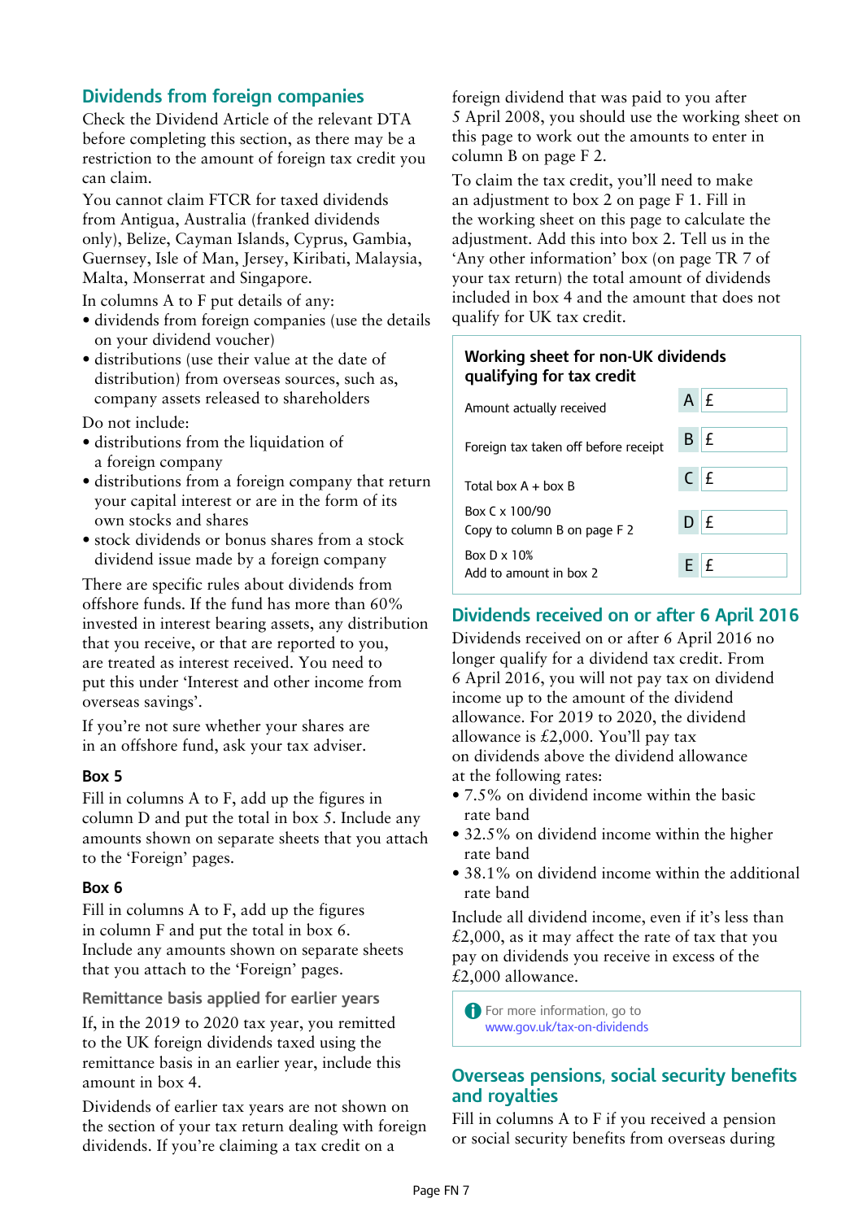## Dividends from foreign companies

Check the Dividend Article of the relevant DTA before completing this section, as there may be a restriction to the amount of foreign tax credit you can claim.

You cannot claim FTCR for taxed dividends from Antigua, Australia (franked dividends only), Belize, Cayman Islands, Cyprus, Gambia, Guernsey, Isle of Man, Jersey, Kiribati, Malaysia, Malta, Monserrat and Singapore.

In columns A to F put details of any:

- dividends from foreign companies (use the details on your dividend voucher)
- distributions (use their value at the date of distribution) from overseas sources, such as, company assets released to shareholders

Do not include:

- distributions from the liquidation of a foreign company
- distributions from a foreign company that return your capital interest or are in the form of its own stocks and shares
- stock dividends or bonus shares from a stock dividend issue made by a foreign company

There are specific rules about dividends from offshore funds. If the fund has more than 60% invested in interest bearing assets, any distribution that you receive, or that are reported to you, are treated as interest received. You need to put this under 'Interest and other income from overseas savings'.

If you're not sure whether your shares are in an offshore fund, ask your tax adviser.

### Box 5

Fill in columns A to F, add up the figures in column D and put the total in box 5. Include any amounts shown on separate sheets that you attach to the 'Foreign' pages.

### Box 6

Fill in columns A to F, add up the figures in column F and put the total in box 6. Include any amounts shown on separate sheets that you attach to the 'Foreign' pages.

#### Remittance basis applied for earlier years

If, in the 2019 to 2020 tax year, you remitted to the UK foreign dividends taxed using the remittance basis in an earlier year, include this amount in box 4.

Dividends of earlier tax years are not shown on the section of your tax return dealing with foreign dividends. If you're claiming a tax credit on a foreign dividend that was paid to you after 5 April 2008, you should use the working sheet on this page to work out the amounts to enter in column B on page F 2.

To claim the tax credit, you'll need to make an adjustment to box 2 on page F 1. Fill in the working sheet on this page to calculate the adjustment. Add this into box 2. Tell us in the 'Any other information' box (on page TR 7 of your tax return) the total amount of dividends included in box 4 and the amount that does not qualify for UK tax credit.

**Working sheet for non-UK dividends qualifying for tax credit**

| | | |
|---|---|---|
| Amount actually received | A | £ |
| Foreign tax taken off before receipt | B | £ |
| Total box A + box B | C | £ |
| Box C x 100/90<br>Copy to column B on page F 2 | D | £ |
| Box D x 10%<br>Add to amount in box 2 | E | £ |

## Dividends received on or after 6 April 2016

Dividends received on or after 6 April 2016 no longer qualify for a dividend tax credit. From 6 April 2016, you will not pay tax on dividend income up to the amount of the dividend allowance. For 2019 to 2020, the dividend allowance is £2,000. You'll pay tax on dividends above the dividend allowance at the following rates:

- 7.5% on dividend income within the basic rate band
- 32.5% on dividend income within the higher rate band
- 38.1% on dividend income within the additional rate band

Include all dividend income, even if it's less than £2,000, as it may affect the rate of tax that you pay on dividends you receive in excess of the £2,000 allowance.

For more information, go to www.gov.uk/tax-on-dividends

## Overseas pensions, social security benefits and royalties

Fill in columns A to F if you received a pension or social security benefits from overseas during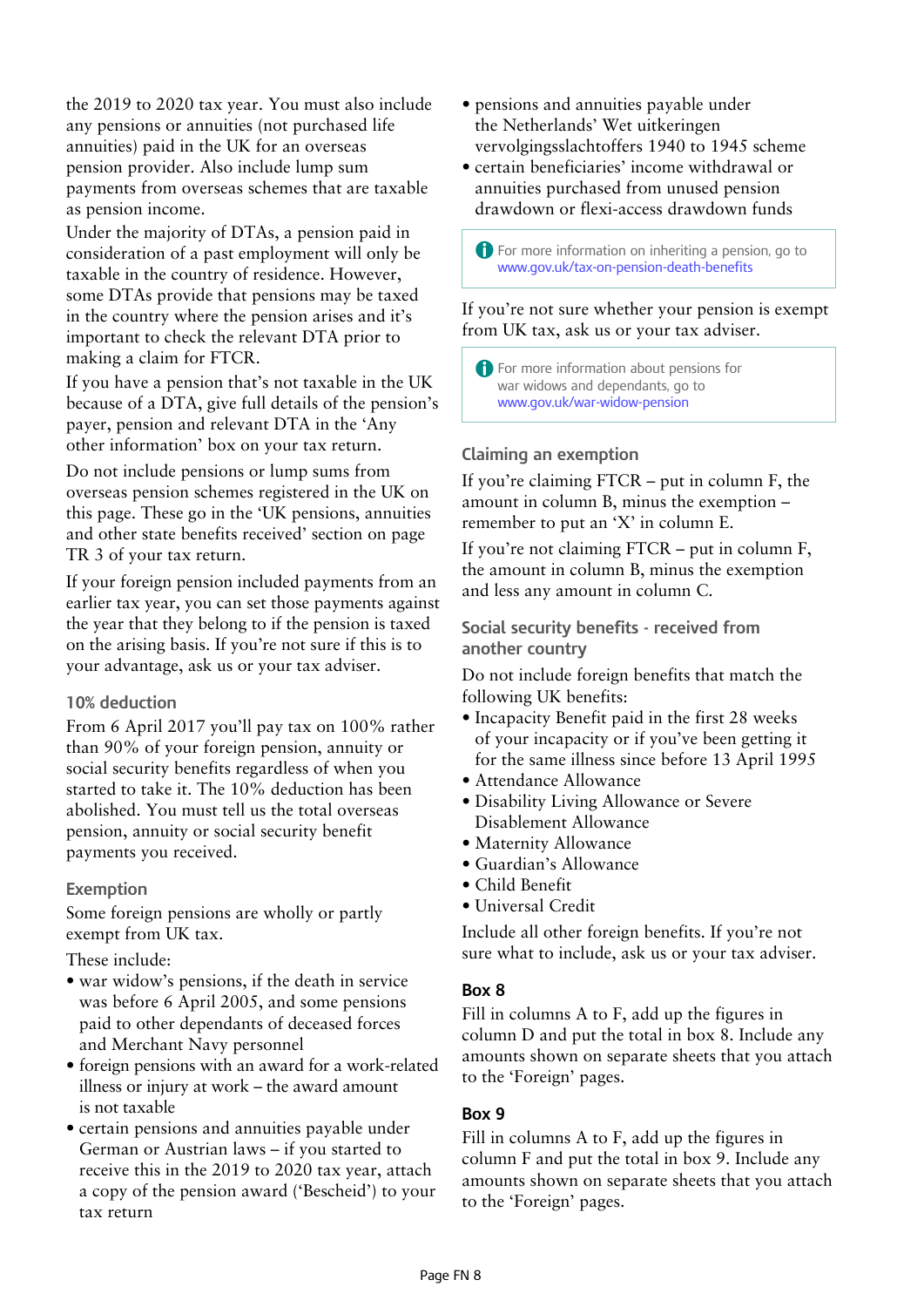the 2019 to 2020 tax year. You must also include any pensions or annuities (not purchased life annuities) paid in the UK for an overseas pension provider. Also include lump sum payments from overseas schemes that are taxable as pension income.

Under the majority of DTAs, a pension paid in consideration of a past employment will only be taxable in the country of residence. However, some DTAs provide that pensions may be taxed in the country where the pension arises and it's important to check the relevant DTA prior to making a claim for FTCR.

If you have a pension that's not taxable in the UK because of a DTA, give full details of the pension's payer, pension and relevant DTA in the 'Any other information' box on your tax return.

Do not include pensions or lump sums from overseas pension schemes registered in the UK on this page. These go in the 'UK pensions, annuities and other state benefits received' section on page TR 3 of your tax return.

If your foreign pension included payments from an earlier tax year, you can set those payments against the year that they belong to if the pension is taxed on the arising basis. If you're not sure if this is to your advantage, ask us or your tax adviser.

### 10% deduction

From 6 April 2017 you'll pay tax on 100% rather than 90% of your foreign pension, annuity or social security benefits regardless of when you started to take it. The 10% deduction has been abolished. You must tell us the total overseas pension, annuity or social security benefit payments you received.

### Exemption

Some foreign pensions are wholly or partly exempt from UK tax.

These include:

- war widow's pensions, if the death in service was before 6 April 2005, and some pensions paid to other dependants of deceased forces and Merchant Navy personnel
- foreign pensions with an award for a work-related illness or injury at work – the award amount is not taxable
- certain pensions and annuities payable under German or Austrian laws – if you started to receive this in the 2019 to 2020 tax year, attach a copy of the pension award ('Bescheid') to your tax return
- pensions and annuities payable under the Netherlands' Wet uitkeringen vervolgingsslachtoffers 1940 to 1945 scheme
- certain beneficiaries' income withdrawal or annuities purchased from unused pension drawdown or flexi-access drawdown funds

> For more information on inheriting a pension, go to www.gov.uk/tax-on-pension-death-benefits

If you're not sure whether your pension is exempt from UK tax, ask us or your tax adviser.

> For more information about pensions for war widows and dependants, go to www.gov.uk/war-widow-pension

### Claiming an exemption

If you're claiming FTCR – put in column F, the amount in column B, minus the exemption – remember to put an 'X' in column E.

If you're not claiming FTCR – put in column F, the amount in column B, minus the exemption and less any amount in column C.

### Social security benefits - received from another country

Do not include foreign benefits that match the following UK benefits:

- Incapacity Benefit paid in the first 28 weeks of your incapacity or if you've been getting it for the same illness since before 13 April 1995
- Attendance Allowance
- Disability Living Allowance or Severe Disablement Allowance
- Maternity Allowance
- Guardian's Allowance
- Child Benefit
- Universal Credit

Include all other foreign benefits. If you're not sure what to include, ask us or your tax adviser.

### Box 8

Fill in columns A to F, add up the figures in column D and put the total in box 8. Include any amounts shown on separate sheets that you attach to the 'Foreign' pages.

### Box 9

Fill in columns A to F, add up the figures in column F and put the total in box 9. Include any amounts shown on separate sheets that you attach to the 'Foreign' pages.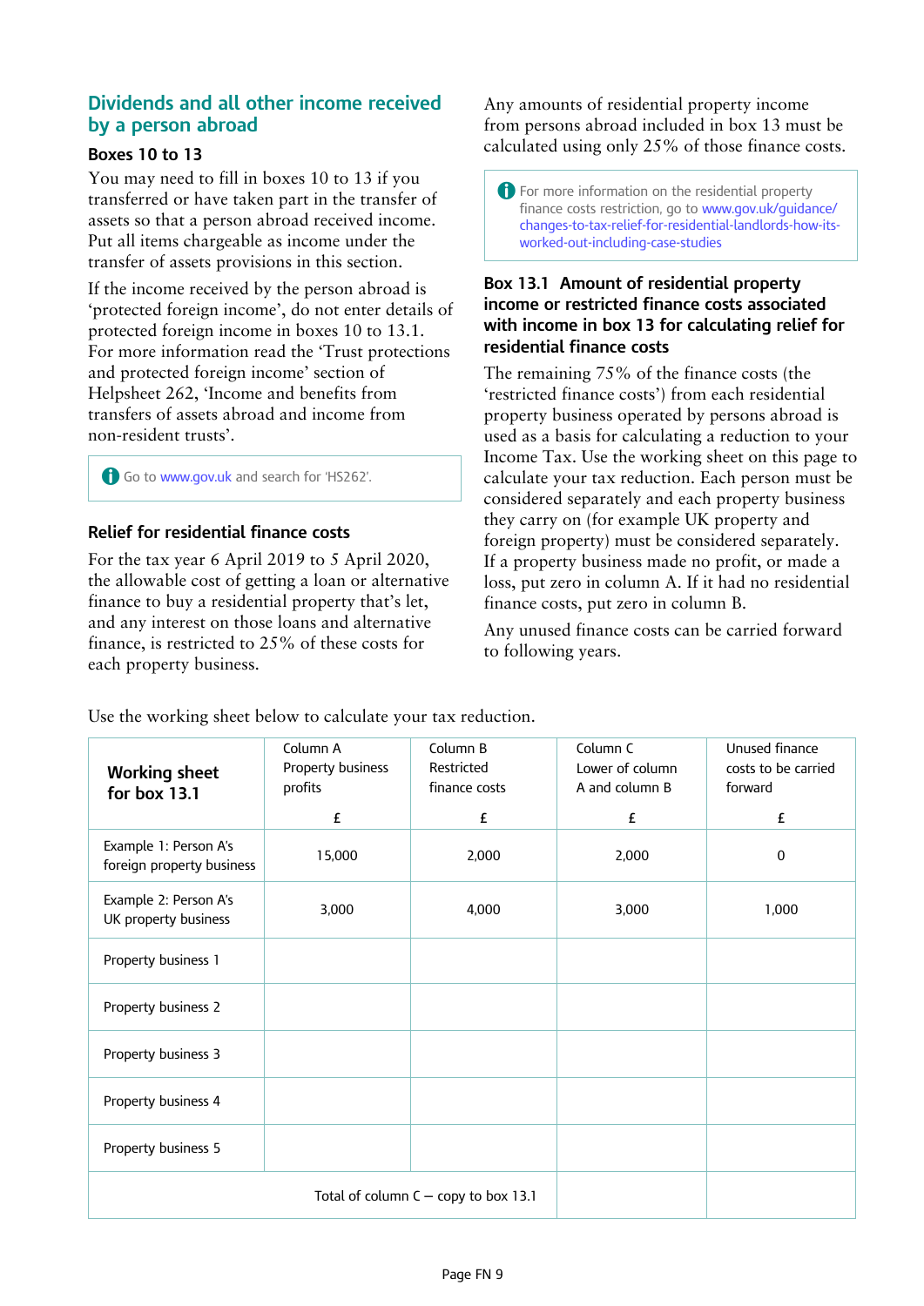## Dividends and all other income received by a person abroad

### Boxes 10 to 13

You may need to fill in boxes 10 to 13 if you transferred or have taken part in the transfer of assets so that a person abroad received income. Put all items chargeable as income under the transfer of assets provisions in this section.

If the income received by the person abroad is 'protected foreign income', do not enter details of protected foreign income in boxes 10 to 13.1. For more information read the 'Trust protections and protected foreign income' section of Helpsheet 262, 'Income and benefits from transfers of assets abroad and income from non-resident trusts'.

> Go to www.gov.uk and search for 'HS262'.

### Relief for residential finance costs

For the tax year 6 April 2019 to 5 April 2020, the allowable cost of getting a loan or alternative finance to buy a residential property that's let, and any interest on those loans and alternative finance, is restricted to 25% of these costs for each property business.

Any amounts of residential property income from persons abroad included in box 13 must be calculated using only 25% of those finance costs.

> For more information on the residential property finance costs restriction, go to www.gov.uk/guidance/changes-to-tax-relief-for-residential-landlords-how-its-worked-out-including-case-studies

### Box 13.1 Amount of residential property income or restricted finance costs associated with income in box 13 for calculating relief for residential finance costs

The remaining 75% of the finance costs (the 'restricted finance costs') from each residential property business operated by persons abroad is used as a basis for calculating a reduction to your Income Tax. Use the working sheet on this page to calculate your tax reduction. Each person must be considered separately and each property business they carry on (for example UK property and foreign property) must be considered separately. If a property business made no profit, or made a loss, put zero in column A. If it had no residential finance costs, put zero in column B.

Any unused finance costs can be carried forward to following years.

Use the working sheet below to calculate your tax reduction.

| Working sheet for box 13.1 | Column A Property business profits £ | Column B Restricted finance costs £ | Column C Lower of column A and column B £ | Unused finance costs to be carried forward £ |
|---|---|---|---|---|
| Example 1: Person A's foreign property business | 15,000 | 2,000 | 2,000 | 0 |
| Example 2: Person A's UK property business | 3,000 | 4,000 | 3,000 | 1,000 |
| Property business 1 | | | | |
| Property business 2 | | | | |
| Property business 3 | | | | |
| Property business 4 | | | | |
| Property business 5 | | | | |
| Total of column C – copy to box 13.1 | | | | |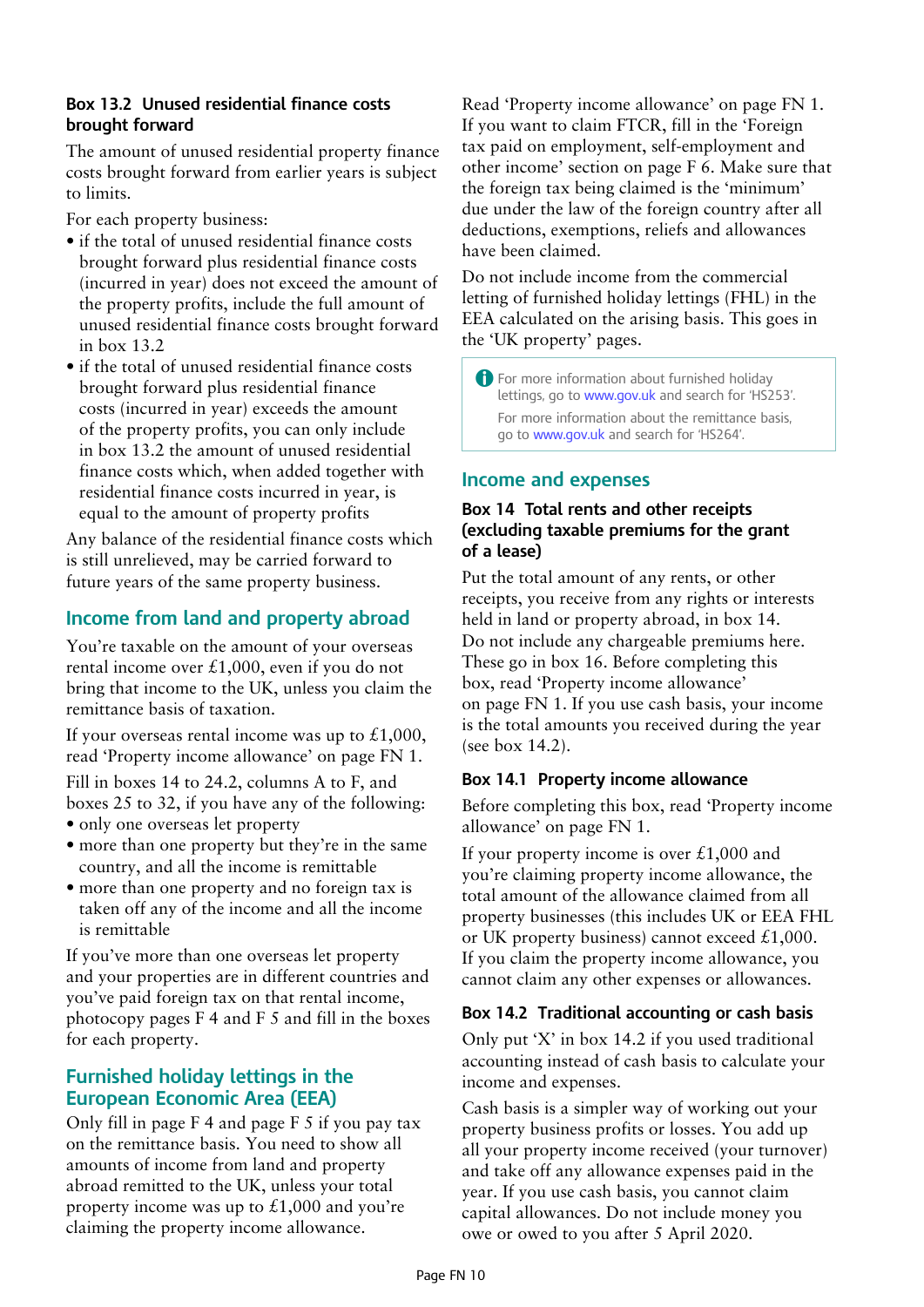### Box 13.2 Unused residential finance costs brought forward

The amount of unused residential property finance costs brought forward from earlier years is subject to limits.

For each property business:

- if the total of unused residential finance costs brought forward plus residential finance costs (incurred in year) does not exceed the amount of the property profits, include the full amount of unused residential finance costs brought forward in box 13.2
- if the total of unused residential finance costs brought forward plus residential finance costs (incurred in year) exceeds the amount of the property profits, you can only include in box 13.2 the amount of unused residential finance costs which, when added together with residential finance costs incurred in year, is equal to the amount of property profits

Any balance of the residential finance costs which is still unrelieved, may be carried forward to future years of the same property business.

## Income from land and property abroad

You're taxable on the amount of your overseas rental income over £1,000, even if you do not bring that income to the UK, unless you claim the remittance basis of taxation.

If your overseas rental income was up to £1,000, read 'Property income allowance' on page FN 1.

Fill in boxes 14 to 24.2, columns A to F, and boxes 25 to 32, if you have any of the following:

- only one overseas let property
- more than one property but they're in the same country, and all the income is remittable
- more than one property and no foreign tax is taken off any of the income and all the income is remittable

If you've more than one overseas let property and your properties are in different countries and you've paid foreign tax on that rental income, photocopy pages F 4 and F 5 and fill in the boxes for each property.

## Furnished holiday lettings in the European Economic Area (EEA)

Only fill in page F 4 and page F 5 if you pay tax on the remittance basis. You need to show all amounts of income from land and property abroad remitted to the UK, unless your total property income was up to £1,000 and you're claiming the property income allowance.

Read 'Property income allowance' on page FN 1. If you want to claim FTCR, fill in the 'Foreign tax paid on employment, self-employment and other income' section on page F 6. Make sure that the foreign tax being claimed is the 'minimum' due under the law of the foreign country after all deductions, exemptions, reliefs and allowances have been claimed.

Do not include income from the commercial letting of furnished holiday lettings (FHL) in the EEA calculated on the arising basis. This goes in the 'UK property' pages.

> For more information about furnished holiday lettings, go to www.gov.uk and search for 'HS253'.
>
> For more information about the remittance basis, go to www.gov.uk and search for 'HS264'.

## Income and expenses

### Box 14 Total rents and other receipts (excluding taxable premiums for the grant of a lease)

Put the total amount of any rents, or other receipts, you receive from any rights or interests held in land or property abroad, in box 14. Do not include any chargeable premiums here. These go in box 16. Before completing this box, read 'Property income allowance' on page FN 1. If you use cash basis, your income is the total amounts you received during the year (see box 14.2).

### Box 14.1 Property income allowance

Before completing this box, read 'Property income allowance' on page FN 1.

If your property income is over £1,000 and you're claiming property income allowance, the total amount of the allowance claimed from all property businesses (this includes UK or EEA FHL or UK property business) cannot exceed £1,000. If you claim the property income allowance, you cannot claim any other expenses or allowances.

### Box 14.2 Traditional accounting or cash basis

Only put 'X' in box 14.2 if you used traditional accounting instead of cash basis to calculate your income and expenses.

Cash basis is a simpler way of working out your property business profits or losses. You add up all your property income received (your turnover) and take off any allowance expenses paid in the year. If you use cash basis, you cannot claim capital allowances. Do not include money you owe or owed to you after 5 April 2020.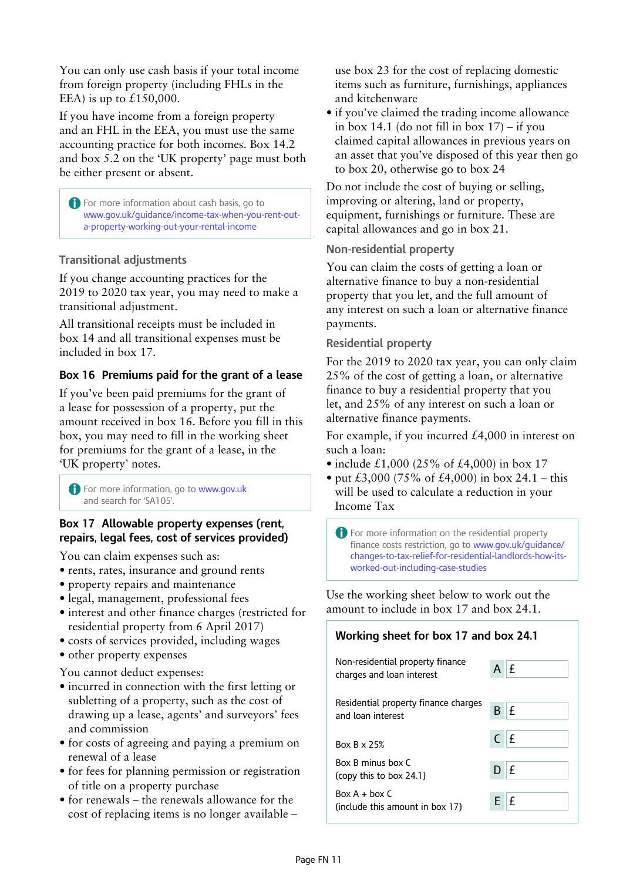You can only use cash basis if your total income from foreign property (including FHLs in the EEA) is up to £150,000.

If you have income from a foreign property and an FHL in the EEA, you must use the same accounting practice for both incomes. Box 14.2 and box 5.2 on the 'UK property' page must both be either present or absent.

> For more information about cash basis, go to www.gov.uk/guidance/income-tax-when-you-rent-out-a-property-working-out-your-rental-income

### Transitional adjustments

If you change accounting practices for the 2019 to 2020 tax year, you may need to make a transitional adjustment.

All transitional receipts must be included in box 14 and all transitional expenses must be included in box 17.

### Box 16 Premiums paid for the grant of a lease

If you've been paid premiums for the grant of a lease for possession of a property, put the amount received in box 16. Before you fill in this box, you may need to fill in the working sheet for premiums for the grant of a lease, in the 'UK property' notes.

> For more information, go to www.gov.uk and search for 'SA105'.

### Box 17 Allowable property expenses (rent, repairs, legal fees, cost of services provided)

You can claim expenses such as:

- rents, rates, insurance and ground rents
- property repairs and maintenance
- legal, management, professional fees
- interest and other finance charges (restricted for residential property from 6 April 2017)
- costs of services provided, including wages
- other property expenses

You cannot deduct expenses:

- incurred in connection with the first letting or subletting of a property, such as the cost of drawing up a lease, agents' and surveyors' fees and commission
- for costs of agreeing and paying a premium on renewal of a lease
- for fees for planning permission or registration of title on a property purchase
- for renewals – the renewals allowance for the cost of replacing items is no longer available – use box 23 for the cost of replacing domestic items such as furniture, furnishings, appliances and kitchenware
- if you've claimed the trading income allowance in box 14.1 (do not fill in box 17) – if you claimed capital allowances in previous years on an asset that you've disposed of this year then go to box 20, otherwise go to box 24

Do not include the cost of buying or selling, improving or altering, land or property, equipment, furnishings or furniture. These are capital allowances and go in box 21.

### Non-residential property

You can claim the costs of getting a loan or alternative finance to buy a non-residential property that you let, and the full amount of any interest on such a loan or alternative finance payments.

### Residential property

For the 2019 to 2020 tax year, you can only claim 25% of the cost of getting a loan, or alternative finance to buy a residential property that you let, and 25% of any interest on such a loan or alternative finance payments.

For example, if you incurred £4,000 in interest on such a loan:

- include £1,000 (25% of £4,000) in box 17
- put £3,000 (75% of £4,000) in box 24.1 – this will be used to calculate a reduction in your Income Tax

> For more information on the residential property finance costs restriction, go to www.gov.uk/guidance/changes-to-tax-relief-for-residential-landlords-how-its-worked-out-including-case-studies

Use the working sheet below to work out the amount to include in box 17 and box 24.1.

**Working sheet for box 17 and box 24.1**

| | | |
|---|---|---|
| Non-residential property finance charges and loan interest | A | £ |
| Residential property finance charges and loan interest | B | £ |
| Box B x 25% | C | £ |
| Box B minus box C (copy this to box 24.1) | D | £ |
| Box A + box C (include this amount in box 17) | E | £ |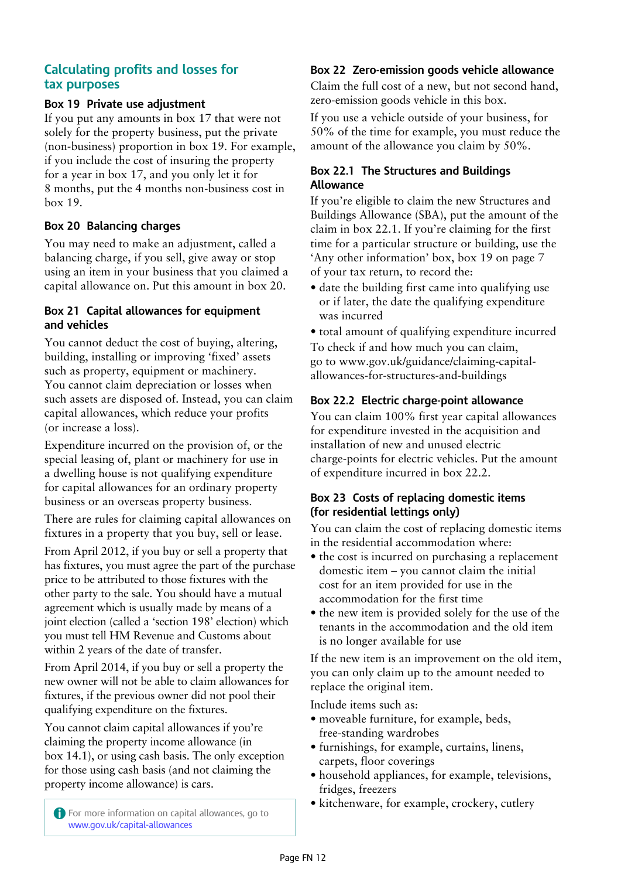## Calculating profits and losses for tax purposes

### Box 19 Private use adjustment

If you put any amounts in box 17 that were not solely for the property business, put the private (non-business) proportion in box 19. For example, if you include the cost of insuring the property for a year in box 17, and you only let it for 8 months, put the 4 months non-business cost in box 19.

### Box 20 Balancing charges

You may need to make an adjustment, called a balancing charge, if you sell, give away or stop using an item in your business that you claimed a capital allowance on. Put this amount in box 20.

### Box 21 Capital allowances for equipment and vehicles

You cannot deduct the cost of buying, altering, building, installing or improving 'fixed' assets such as property, equipment or machinery. You cannot claim depreciation or losses when such assets are disposed of. Instead, you can claim capital allowances, which reduce your profits (or increase a loss).

Expenditure incurred on the provision of, or the special leasing of, plant or machinery for use in a dwelling house is not qualifying expenditure for capital allowances for an ordinary property business or an overseas property business.

There are rules for claiming capital allowances on fixtures in a property that you buy, sell or lease.

From April 2012, if you buy or sell a property that has fixtures, you must agree the part of the purchase price to be attributed to those fixtures with the other party to the sale. You should have a mutual agreement which is usually made by means of a joint election (called a 'section 198' election) which you must tell HM Revenue and Customs about within 2 years of the date of transfer.

From April 2014, if you buy or sell a property the new owner will not be able to claim allowances for fixtures, if the previous owner did not pool their qualifying expenditure on the fixtures.

You cannot claim capital allowances if you're claiming the property income allowance (in box 14.1), or using cash basis. The only exception for those using cash basis (and not claiming the property income allowance) is cars.

For more information on capital allowances, go to www.gov.uk/capital-allowances

### Box 22 Zero-emission goods vehicle allowance

Claim the full cost of a new, but not second hand, zero-emission goods vehicle in this box.

If you use a vehicle outside of your business, for 50% of the time for example, you must reduce the amount of the allowance you claim by 50%.

### Box 22.1 The Structures and Buildings Allowance

If you're eligible to claim the new Structures and Buildings Allowance (SBA), put the amount of the claim in box 22.1. If you're claiming for the first time for a particular structure or building, use the 'Any other information' box, box 19 on page 7 of your tax return, to record the:

- date the building first came into qualifying use or if later, the date the qualifying expenditure was incurred
- total amount of qualifying expenditure incurred

To check if and how much you can claim, go to www.gov.uk/guidance/claiming-capital-allowances-for-structures-and-buildings

### Box 22.2 Electric charge-point allowance

You can claim 100% first year capital allowances for expenditure invested in the acquisition and installation of new and unused electric charge-points for electric vehicles. Put the amount of expenditure incurred in box 22.2.

### Box 23 Costs of replacing domestic items (for residential lettings only)

You can claim the cost of replacing domestic items in the residential accommodation where:

- the cost is incurred on purchasing a replacement domestic item – you cannot claim the initial cost for an item provided for use in the accommodation for the first time
- the new item is provided solely for the use of the tenants in the accommodation and the old item is no longer available for use

If the new item is an improvement on the old item, you can only claim up to the amount needed to replace the original item.

Include items such as:

- moveable furniture, for example, beds, free-standing wardrobes
- furnishings, for example, curtains, linens, carpets, floor coverings
- household appliances, for example, televisions, fridges, freezers
- kitchenware, for example, crockery, cutlery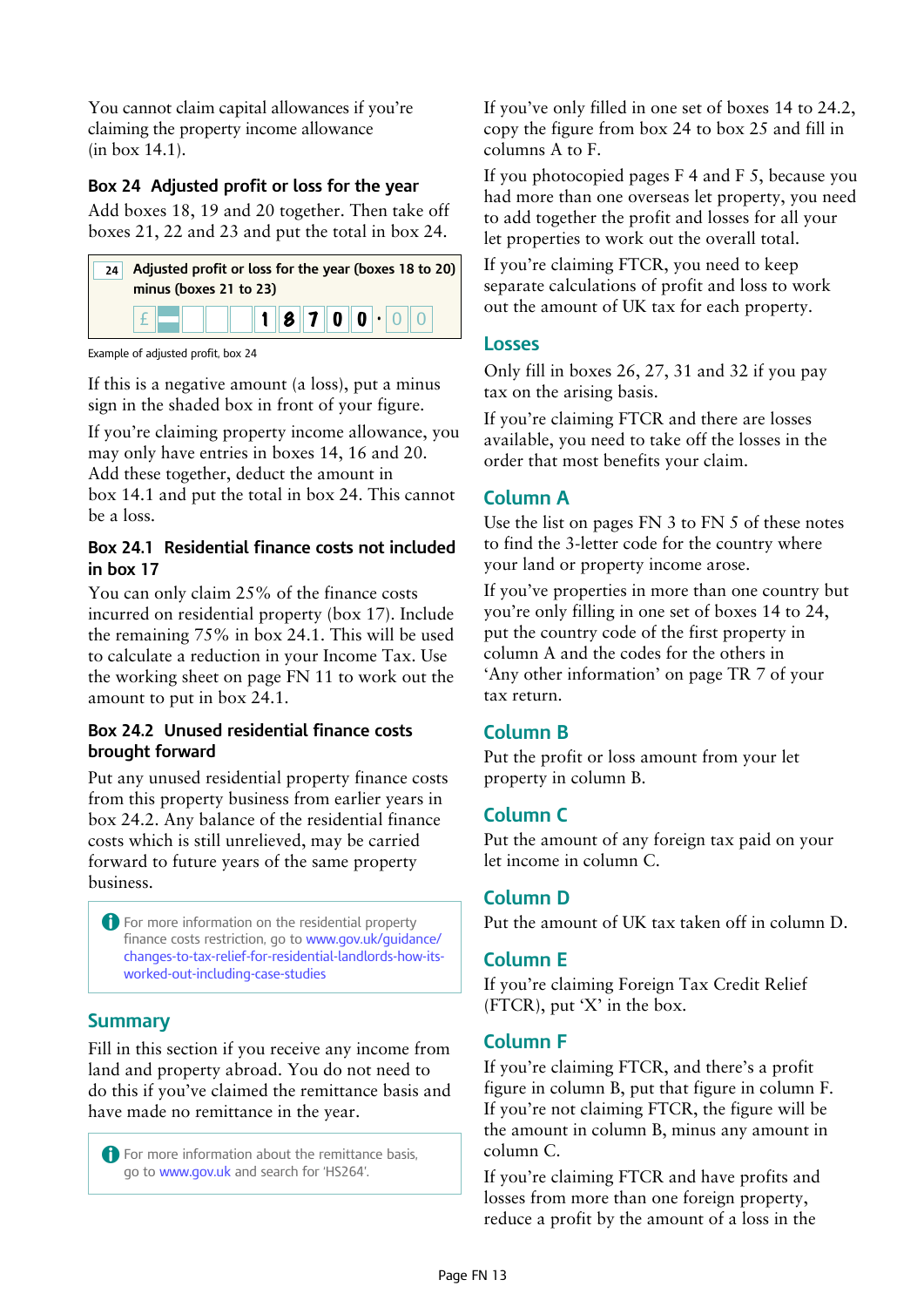You cannot claim capital allowances if you're claiming the property income allowance (in box 14.1).

### Box 24 Adjusted profit or loss for the year

Add boxes 18, 19 and 20 together. Then take off boxes 21, 22 and 23 and put the total in box 24.

| 24 | Adjusted profit or loss for the year (boxes 18 to 20) minus (boxes 21 to 23) |
|---|---|
| | £ – 1 8 7 0 0 · 0 0 |

Example of adjusted profit, box 24

If this is a negative amount (a loss), put a minus sign in the shaded box in front of your figure.

If you're claiming property income allowance, you may only have entries in boxes 14, 16 and 20. Add these together, deduct the amount in box 14.1 and put the total in box 24. This cannot be a loss.

### Box 24.1 Residential finance costs not included in box 17

You can only claim 25% of the finance costs incurred on residential property (box 17). Include the remaining 75% in box 24.1. This will be used to calculate a reduction in your Income Tax. Use the working sheet on page FN 11 to work out the amount to put in box 24.1.

### Box 24.2 Unused residential finance costs brought forward

Put any unused residential property finance costs from this property business from earlier years in box 24.2. Any balance of the residential finance costs which is still unrelieved, may be carried forward to future years of the same property business.

> For more information on the residential property finance costs restriction, go to www.gov.uk/guidance/changes-to-tax-relief-for-residential-landlords-how-its-worked-out-including-case-studies

## Summary

Fill in this section if you receive any income from land and property abroad. You do not need to do this if you've claimed the remittance basis and have made no remittance in the year.

> For more information about the remittance basis, go to www.gov.uk and search for 'HS264'.

If you've only filled in one set of boxes 14 to 24.2, copy the figure from box 24 to box 25 and fill in columns A to F.

If you photocopied pages F 4 and F 5, because you had more than one overseas let property, you need to add together the profit and losses for all your let properties to work out the overall total.

If you're claiming FTCR, you need to keep separate calculations of profit and loss to work out the amount of UK tax for each property.

## Losses

Only fill in boxes 26, 27, 31 and 32 if you pay tax on the arising basis.

If you're claiming FTCR and there are losses available, you need to take off the losses in the order that most benefits your claim.

## Column A

Use the list on pages FN 3 to FN 5 of these notes to find the 3-letter code for the country where your land or property income arose.

If you've properties in more than one country but you're only filling in one set of boxes 14 to 24, put the country code of the first property in column A and the codes for the others in 'Any other information' on page TR 7 of your tax return.

## Column B

Put the profit or loss amount from your let property in column B.

## Column C

Put the amount of any foreign tax paid on your let income in column C.

## Column D

Put the amount of UK tax taken off in column D.

## Column E

If you're claiming Foreign Tax Credit Relief (FTCR), put 'X' in the box.

## Column F

If you're claiming FTCR, and there's a profit figure in column B, put that figure in column F. If you're not claiming FTCR, the figure will be the amount in column B, minus any amount in column C.

If you're claiming FTCR and have profits and losses from more than one foreign property, reduce a profit by the amount of a loss in the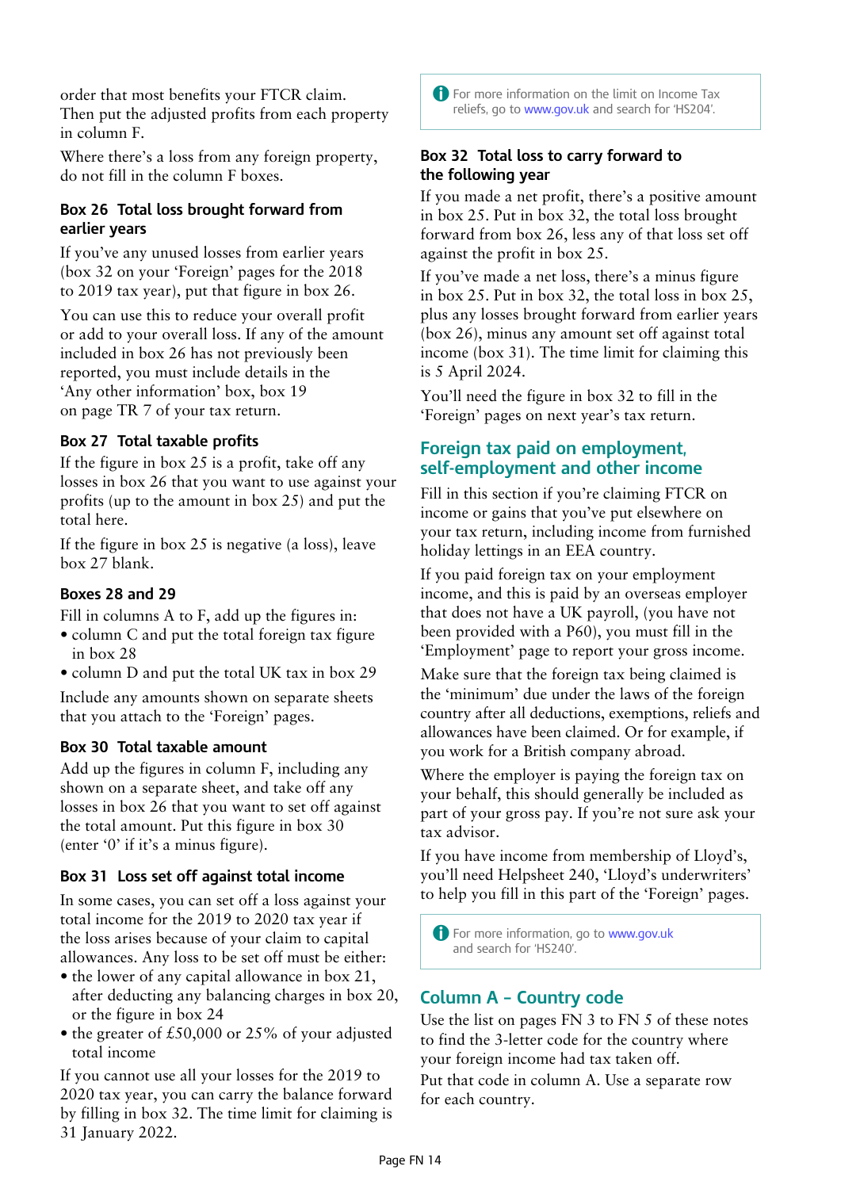order that most benefits your FTCR claim. Then put the adjusted profits from each property in column F.

Where there's a loss from any foreign property, do not fill in the column F boxes.

### Box 26 Total loss brought forward from earlier years

If you've any unused losses from earlier years (box 32 on your 'Foreign' pages for the 2018 to 2019 tax year), put that figure in box 26.

You can use this to reduce your overall profit or add to your overall loss. If any of the amount included in box 26 has not previously been reported, you must include details in the 'Any other information' box, box 19 on page TR 7 of your tax return.

### Box 27 Total taxable profits

If the figure in box 25 is a profit, take off any losses in box 26 that you want to use against your profits (up to the amount in box 25) and put the total here.

If the figure in box 25 is negative (a loss), leave box 27 blank.

### Boxes 28 and 29

Fill in columns A to F, add up the figures in:

- column C and put the total foreign tax figure in box 28
- column D and put the total UK tax in box 29

Include any amounts shown on separate sheets that you attach to the 'Foreign' pages.

### Box 30 Total taxable amount

Add up the figures in column F, including any shown on a separate sheet, and take off any losses in box 26 that you want to set off against the total amount. Put this figure in box 30 (enter '0' if it's a minus figure).

### Box 31 Loss set off against total income

In some cases, you can set off a loss against your total income for the 2019 to 2020 tax year if the loss arises because of your claim to capital allowances. Any loss to be set off must be either:

- the lower of any capital allowance in box 21, after deducting any balancing charges in box 20, or the figure in box 24
- the greater of £50,000 or 25% of your adjusted total income

If you cannot use all your losses for the 2019 to 2020 tax year, you can carry the balance forward by filling in box 32. The time limit for claiming is 31 January 2022.

> For more information on the limit on Income Tax reliefs, go to www.gov.uk and search for 'HS204'.

### Box 32 Total loss to carry forward to the following year

If you made a net profit, there's a positive amount in box 25. Put in box 32, the total loss brought forward from box 26, less any of that loss set off against the profit in box 25.

If you've made a net loss, there's a minus figure in box 25. Put in box 32, the total loss in box 25, plus any losses brought forward from earlier years (box 26), minus any amount set off against total income (box 31). The time limit for claiming this is 5 April 2024.

You'll need the figure in box 32 to fill in the 'Foreign' pages on next year's tax return.

## Foreign tax paid on employment, self-employment and other income

Fill in this section if you're claiming FTCR on income or gains that you've put elsewhere on your tax return, including income from furnished holiday lettings in an EEA country.

If you paid foreign tax on your employment income, and this is paid by an overseas employer that does not have a UK payroll, (you have not been provided with a P60), you must fill in the 'Employment' page to report your gross income.

Make sure that the foreign tax being claimed is the 'minimum' due under the laws of the foreign country after all deductions, exemptions, reliefs and allowances have been claimed. Or for example, if you work for a British company abroad.

Where the employer is paying the foreign tax on your behalf, this should generally be included as part of your gross pay. If you're not sure ask your tax advisor.

If you have income from membership of Lloyd's, you'll need Helpsheet 240, 'Lloyd's underwriters' to help you fill in this part of the 'Foreign' pages.

> For more information, go to www.gov.uk and search for 'HS240'.

## Column A – Country code

Use the list on pages FN 3 to FN 5 of these notes to find the 3-letter code for the country where your foreign income had tax taken off.

Put that code in column A. Use a separate row for each country.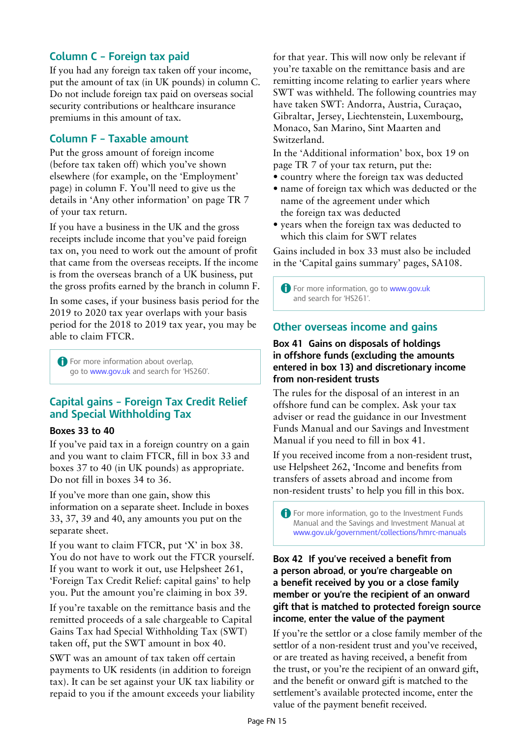## Column C – Foreign tax paid

If you had any foreign tax taken off your income, put the amount of tax (in UK pounds) in column C. Do not include foreign tax paid on overseas social security contributions or healthcare insurance premiums in this amount of tax.

## Column F – Taxable amount

Put the gross amount of foreign income (before tax taken off) which you've shown elsewhere (for example, on the 'Employment' page) in column F. You'll need to give us the details in 'Any other information' on page TR 7 of your tax return.

If you have a business in the UK and the gross receipts include income that you've paid foreign tax on, you need to work out the amount of profit that came from the overseas receipts. If the income is from the overseas branch of a UK business, put the gross profits earned by the branch in column F.

In some cases, if your business basis period for the 2019 to 2020 tax year overlaps with your basis period for the 2018 to 2019 tax year, you may be able to claim FTCR.

> For more information about overlap, go to www.gov.uk and search for 'HS260'.

## Capital gains – Foreign Tax Credit Relief and Special Withholding Tax

### Boxes 33 to 40

If you've paid tax in a foreign country on a gain and you want to claim FTCR, fill in box 33 and boxes 37 to 40 (in UK pounds) as appropriate. Do not fill in boxes 34 to 36.

If you've more than one gain, show this information on a separate sheet. Include in boxes 33, 37, 39 and 40, any amounts you put on the separate sheet.

If you want to claim FTCR, put 'X' in box 38. You do not have to work out the FTCR yourself. If you want to work it out, use Helpsheet 261, 'Foreign Tax Credit Relief: capital gains' to help you. Put the amount you're claiming in box 39.

If you're taxable on the remittance basis and the remitted proceeds of a sale chargeable to Capital Gains Tax had Special Withholding Tax (SWT) taken off, put the SWT amount in box 40.

SWT was an amount of tax taken off certain payments to UK residents (in addition to foreign tax). It can be set against your UK tax liability or repaid to you if the amount exceeds your liability for that year. This will now only be relevant if you're taxable on the remittance basis and are remitting income relating to earlier years where SWT was withheld. The following countries may have taken SWT: Andorra, Austria, Curaçao, Gibraltar, Jersey, Liechtenstein, Luxembourg, Monaco, San Marino, Sint Maarten and Switzerland.

In the 'Additional information' box, box 19 on page TR 7 of your tax return, put the:

- country where the foreign tax was deducted
- name of foreign tax which was deducted or the name of the agreement under which the foreign tax was deducted
- years when the foreign tax was deducted to which this claim for SWT relates

Gains included in box 33 must also be included in the 'Capital gains summary' pages, SA108.

> For more information, go to www.gov.uk and search for 'HS261'.

## Other overseas income and gains

### Box 41 Gains on disposals of holdings in offshore funds (excluding the amounts entered in box 13) and discretionary income from non-resident trusts

The rules for the disposal of an interest in an offshore fund can be complex. Ask your tax adviser or read the guidance in our Investment Funds Manual and our Savings and Investment Manual if you need to fill in box 41.

If you received income from a non-resident trust, use Helpsheet 262, 'Income and benefits from transfers of assets abroad and income from non-resident trusts' to help you fill in this box.

> For more information, go to the Investment Funds Manual and the Savings and Investment Manual at www.gov.uk/government/collections/hmrc-manuals

### Box 42 If you've received a benefit from a person abroad, or you're chargeable on a benefit received by you or a close family member or you're the recipient of an onward gift that is matched to protected foreign source income, enter the value of the payment

If you're the settlor or a close family member of the settlor of a non-resident trust and you've received, or are treated as having received, a benefit from the trust, or you're the recipient of an onward gift, and the benefit or onward gift is matched to the settlement's available protected income, enter the value of the payment benefit received.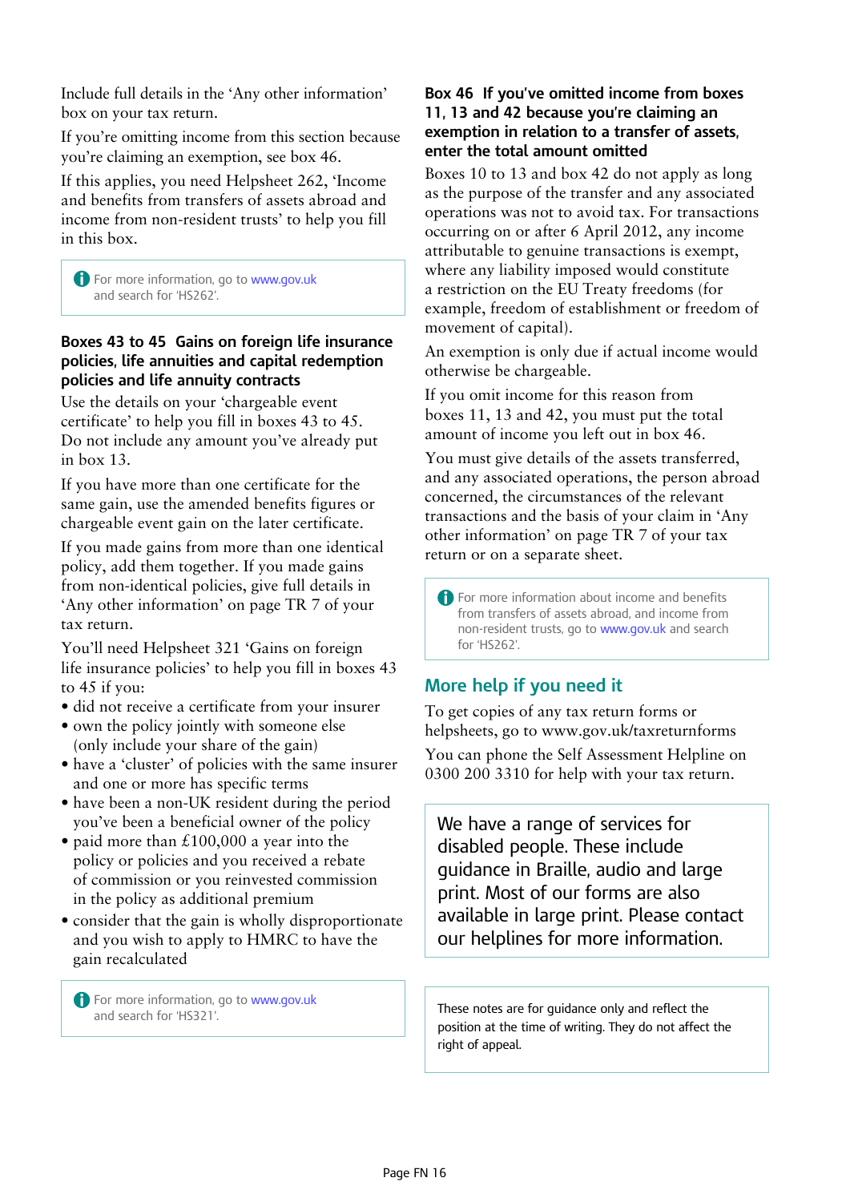Include full details in the 'Any other information' box on your tax return.

If you're omitting income from this section because you're claiming an exemption, see box 46.

If this applies, you need Helpsheet 262, 'Income and benefits from transfers of assets abroad and income from non-resident trusts' to help you fill in this box.

For more information, go to www.gov.uk and search for 'HS262'.

### Boxes 43 to 45 Gains on foreign life insurance policies, life annuities and capital redemption policies and life annuity contracts

Use the details on your 'chargeable event certificate' to help you fill in boxes 43 to 45. Do not include any amount you've already put in box 13.

If you have more than one certificate for the same gain, use the amended benefits figures or chargeable event gain on the later certificate.

If you made gains from more than one identical policy, add them together. If you made gains from non-identical policies, give full details in 'Any other information' on page TR 7 of your tax return.

You'll need Helpsheet 321 'Gains on foreign life insurance policies' to help you fill in boxes 43 to 45 if you:

- did not receive a certificate from your insurer
- own the policy jointly with someone else (only include your share of the gain)
- have a 'cluster' of policies with the same insurer and one or more has specific terms
- have been a non-UK resident during the period you've been a beneficial owner of the policy
- paid more than £100,000 a year into the policy or policies and you received a rebate of commission or you reinvested commission in the policy as additional premium
- consider that the gain is wholly disproportionate and you wish to apply to HMRC to have the gain recalculated

For more information, go to www.gov.uk and search for 'HS321'.

### Box 46 If you've omitted income from boxes 11, 13 and 42 because you're claiming an exemption in relation to a transfer of assets, enter the total amount omitted

Boxes 10 to 13 and box 42 do not apply as long as the purpose of the transfer and any associated operations was not to avoid tax. For transactions occurring on or after 6 April 2012, any income attributable to genuine transactions is exempt, where any liability imposed would constitute a restriction on the EU Treaty freedoms (for example, freedom of establishment or freedom of movement of capital).

An exemption is only due if actual income would otherwise be chargeable.

If you omit income for this reason from boxes 11, 13 and 42, you must put the total amount of income you left out in box 46.

You must give details of the assets transferred, and any associated operations, the person abroad concerned, the circumstances of the relevant transactions and the basis of your claim in 'Any other information' on page TR 7 of your tax return or on a separate sheet.

For more information about income and benefits from transfers of assets abroad, and income from non-resident trusts, go to www.gov.uk and search for 'HS262'.

## More help if you need it

To get copies of any tax return forms or helpsheets, go to www.gov.uk/taxreturnforms

You can phone the Self Assessment Helpline on 0300 200 3310 for help with your tax return.

We have a range of services for disabled people. These include guidance in Braille, audio and large print. Most of our forms are also available in large print. Please contact our helplines for more information.

These notes are for guidance only and reflect the position at the time of writing. They do not affect the right of appeal.